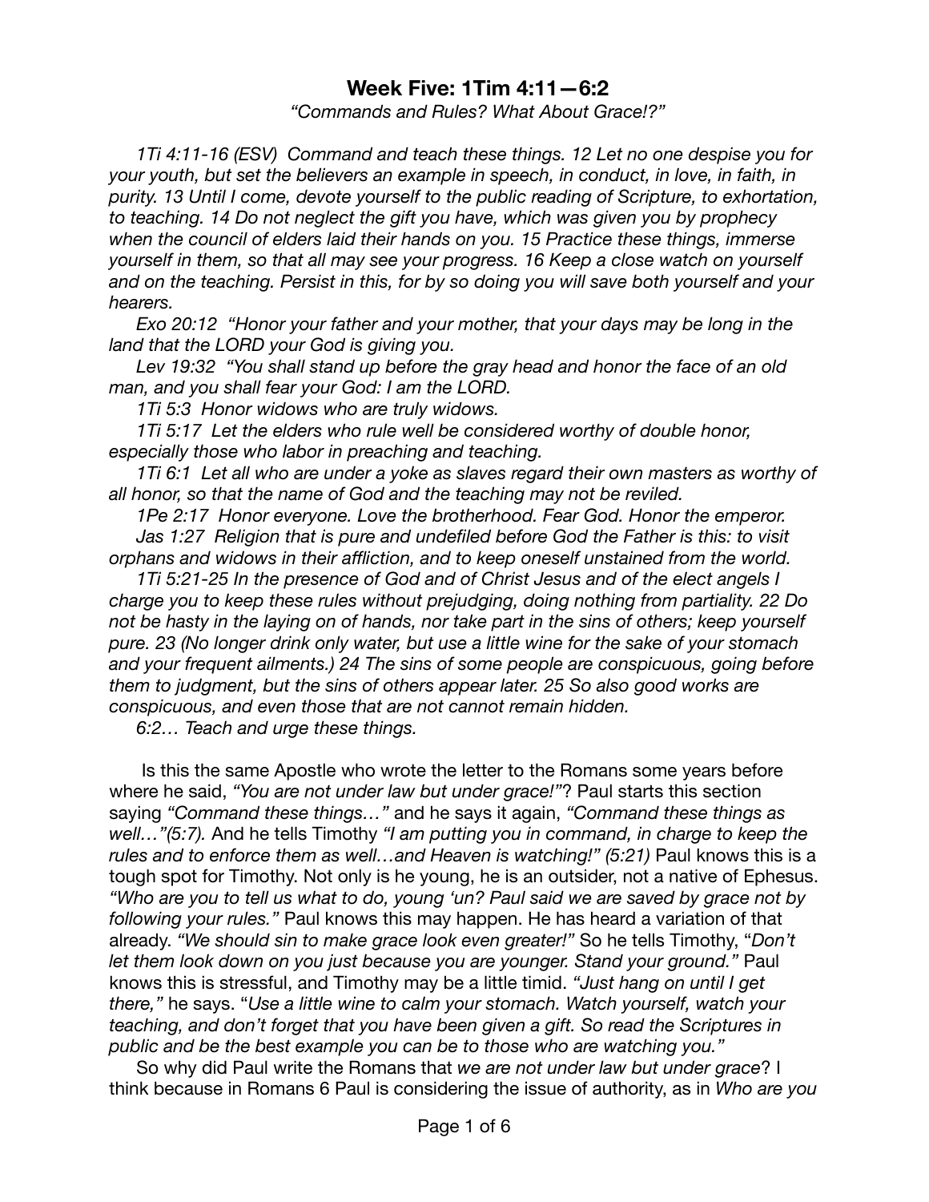## Week Five: 1Tim 4:11—6:2

*"Commands and Rules? What About Grace!?"*

*1Ti 4:11-16 (ESV) Command and teach these things. 12 Let no one despise you for your youth, but set the believers an example in speech, in conduct, in love, in faith, in purity. 13 Until I come, devote yourself to the public reading of Scripture, to exhortation, to teaching. 14 Do not neglect the gift you have, which was given you by prophecy when the council of elders laid their hands on you. 15 Practice these things, immerse yourself in them, so that all may see your progress. 16 Keep a close watch on yourself and on the teaching. Persist in this, for by so doing you will save both yourself and your hearers.*

*Exo 20:12 "Honor your father and your mother, that your days may be long in the land that the LORD your God is giving you.*

*Lev 19:32 "You shall stand up before the gray head and honor the face of an old man, and you shall fear your God: I am the LORD.*

*1Ti 5:3 Honor widows who are truly widows.*

*1Ti 5:17 Let the elders who rule well be considered worthy of double honor, especially those who labor in preaching and teaching.*

*1Ti 6:1 Let all who are under a yoke as slaves regard their own masters as worthy of all honor, so that the name of God and the teaching may not be reviled.*

*1Pe 2:17 Honor everyone. Love the brotherhood. Fear God. Honor the emperor.*

*Jas 1:27 Religion that is pure and undefiled before God the Father is this: to visit orphans and widows in their affliction, and to keep oneself unstained from the world.*

*1Ti 5:21-25 In the presence of God and of Christ Jesus and of the elect angels I charge you to keep these rules without prejudging, doing nothing from partiality. 22 Do not be hasty in the laying on of hands, nor take part in the sins of others; keep yourself pure. 23 (No longer drink only water, but use a little wine for the sake of your stomach and your frequent ailments.) 24 The sins of some people are conspicuous, going before them to judgment, but the sins of others appear later. 25 So also good works are conspicuous, and even those that are not cannot remain hidden.*

*6:2… Teach and urge these things.*

Is this the same Apostle who wrote the letter to the Romans some years before where he said, *"You are not under law but under grace!"*? Paul starts this section saying *"Command these things…"* and he says it again, *"Command these things as well…"(5:7).* And he tells Timothy *"I am putting you in command, in charge to keep the rules and to enforce them as well…and Heaven is watching!" (5:21)* Paul knows this is a tough spot for Timothy. Not only is he young, he is an outsider, not a native of Ephesus. *"Who are you to tell us what to do, young 'un? Paul said we are saved by grace not by following your rules."* Paul knows this may happen. He has heard a variation of that already. *"We should sin to make grace look even greater!"* So he tells Timothy, "*Don't let them look down on you just because you are younger. Stand your ground."* Paul knows this is stressful, and Timothy may be a little timid. *"Just hang on until I get there,"* he says. "*Use a little wine to calm your stomach. Watch yourself, watch your teaching, and don't forget that you have been given a gift. So read the Scriptures in public and be the best example you can be to those who are watching you."*

So why did Paul write the Romans that *we are not under law but under grace*? I think because in Romans 6 Paul is considering the issue of authority, as in *Who are you*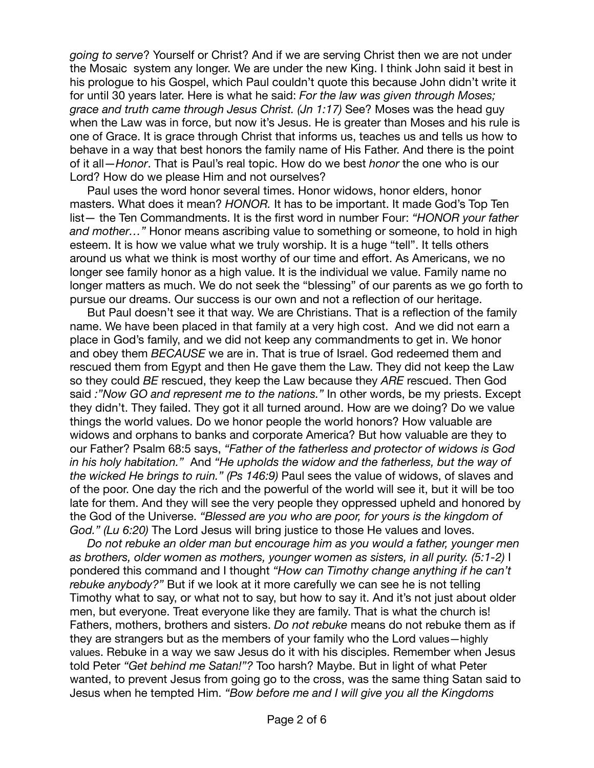*going to serve*? Yourself or Christ? And if we are serving Christ then we are not under the Mosaic system any longer. We are under the new King. I think John said it best in his prologue to his Gospel, which Paul couldn't quote this because John didn't write it for until 30 years later. Here is what he said: *For the law was given through Moses; grace and truth came through Jesus Christ. (Jn 1:17)* See? Moses was the head guy when the Law was in force, but now it's Jesus. He is greater than Moses and his rule is one of Grace. It is grace through Christ that informs us, teaches us and tells us how to behave in a way that best honors the family name of His Father. And there is the point of it all—*Honor*. That is Paul's real topic. How do we best *honor* the one who is our Lord? How do we please Him and not ourselves?

Paul uses the word honor several times. Honor widows, honor elders, honor masters. What does it mean? *HONOR.* It has to be important. It made God's Top Ten list— the Ten Commandments. It is the first word in number Four: *"HONOR your father and mother…"* Honor means ascribing value to something or someone, to hold in high esteem. It is how we value what we truly worship. It is a huge "tell". It tells others around us what we think is most worthy of our time and effort. As Americans, we no longer see family honor as a high value. It is the individual we value. Family name no longer matters as much. We do not seek the "blessing" of our parents as we go forth to pursue our dreams. Our success is our own and not a reflection of our heritage.

But Paul doesn't see it that way. We are Christians. That is a reflection of the family name. We have been placed in that family at a very high cost. And we did not earn a place in God's family, and we did not keep any commandments to get in. We honor and obey them *BECAUSE* we are in. That is true of Israel. God redeemed them and rescued them from Egypt and then He gave them the Law. They did not keep the Law so they could *BE* rescued, they keep the Law because they *ARE* rescued. Then God said *:"Now GO and represent me to the nations."* In other words, be my priests. Except they didn't. They failed. They got it all turned around. How are we doing? Do we value things the world values. Do we honor people the world honors? How valuable are widows and orphans to banks and corporate America? But how valuable are they to our Father? Psalm 68:5 says, *"Father of the fatherless and protector of widows is God in his holy habitation."* And *"He upholds the widow and the fatherless, but the way of the wicked He brings to ruin." (Ps 146:9)* Paul sees the value of widows, of slaves and of the poor. One day the rich and the powerful of the world will see it, but it will be too late for them. And they will see the very people they oppressed upheld and honored by the God of the Universe. *"Blessed are you who are poor, for yours is the kingdom of God." (Lu 6:20)* The Lord Jesus will bring justice to those He values and loves.

*Do not rebuke an older man but encourage him as you would a father, younger men as brothers, older women as mothers, younger women as sisters, in all purity. (5:1-2)* I pondered this command and I thought *"How can Timothy change anything if he can't rebuke anybody?"* But if we look at it more carefully we can see he is not telling Timothy what to say, or what not to say, but how to say it. And it's not just about older men, but everyone. Treat everyone like they are family. That is what the church is! Fathers, mothers, brothers and sisters. *Do not rebuke* means do not rebuke them as if they are strangers but as the members of your family who the Lord values—highly values. Rebuke in a way we saw Jesus do it with his disciples. Remember when Jesus told Peter *"Get behind me Satan!"?* Too harsh? Maybe. But in light of what Peter wanted, to prevent Jesus from going go to the cross, was the same thing Satan said to Jesus when he tempted Him. *"Bow before me and I will give you all the Kingdoms*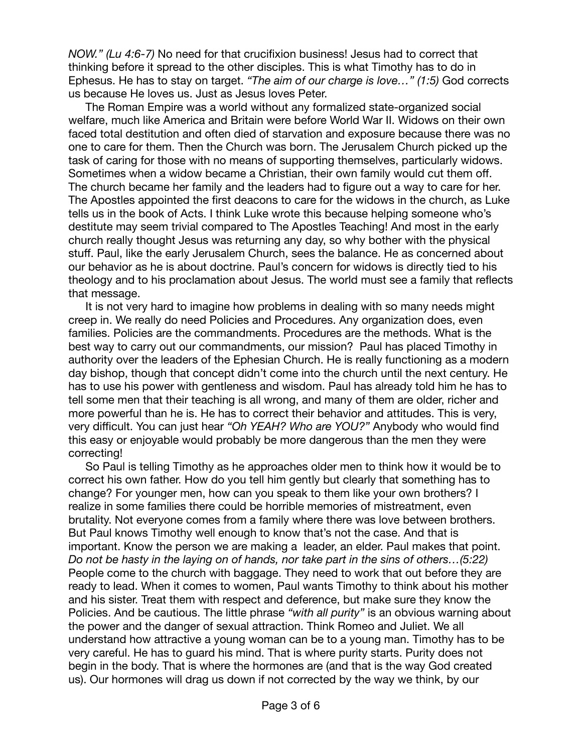*NOW." (Lu 4:6-7)* No need for that crucifixion business! Jesus had to correct that thinking before it spread to the other disciples. This is what Timothy has to do in Ephesus. He has to stay on target. *"The aim of our charge is love…" (1:5)* God corrects us because He loves us. Just as Jesus loves Peter.

The Roman Empire was a world without any formalized state-organized social welfare, much like America and Britain were before World War II. Widows on their own faced total destitution and often died of starvation and exposure because there was no one to care for them. Then the Church was born. The Jerusalem Church picked up the task of caring for those with no means of supporting themselves, particularly widows. Sometimes when a widow became a Christian, their own family would cut them off. The church became her family and the leaders had to figure out a way to care for her. The Apostles appointed the first deacons to care for the widows in the church, as Luke tells us in the book of Acts. I think Luke wrote this because helping someone who's destitute may seem trivial compared to The Apostles Teaching! And most in the early church really thought Jesus was returning any day, so why bother with the physical stuff. Paul, like the early Jerusalem Church, sees the balance. He as concerned about our behavior as he is about doctrine. Paul's concern for widows is directly tied to his theology and to his proclamation about Jesus. The world must see a family that reflects that message.

It is not very hard to imagine how problems in dealing with so many needs might creep in. We really do need Policies and Procedures. Any organization does, even families. Policies are the commandments. Procedures are the methods. What is the best way to carry out our commandments, our mission? Paul has placed Timothy in authority over the leaders of the Ephesian Church. He is really functioning as a modern day bishop, though that concept didn't come into the church until the next century. He has to use his power with gentleness and wisdom. Paul has already told him he has to tell some men that their teaching is all wrong, and many of them are older, richer and more powerful than he is. He has to correct their behavior and attitudes. This is very, very difficult. You can just hear *"Oh YEAH? Who are YOU?"* Anybody who would find this easy or enjoyable would probably be more dangerous than the men they were correcting!

So Paul is telling Timothy as he approaches older men to think how it would be to correct his own father. How do you tell him gently but clearly that something has to change? For younger men, how can you speak to them like your own brothers? I realize in some families there could be horrible memories of mistreatment, even brutality. Not everyone comes from a family where there was love between brothers. But Paul knows Timothy well enough to know that's not the case. And that is important. Know the person we are making a leader, an elder. Paul makes that point. *Do not be hasty in the laying on of hands, nor take part in the sins of others…(5:22)* People come to the church with baggage. They need to work that out before they are ready to lead. When it comes to women, Paul wants Timothy to think about his mother and his sister. Treat them with respect and deference, but make sure they know the Policies. And be cautious. The little phrase *"with all purity"* is an obvious warning about the power and the danger of sexual attraction. Think Romeo and Juliet. We all understand how attractive a young woman can be to a young man. Timothy has to be very careful. He has to guard his mind. That is where purity starts. Purity does not begin in the body. That is where the hormones are (and that is the way God created us). Our hormones will drag us down if not corrected by the way we think, by our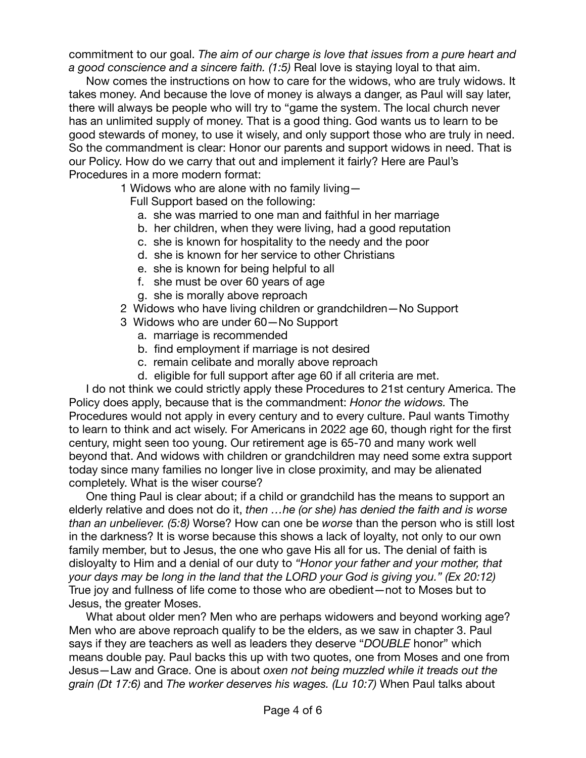commitment to our goal. *The aim of our charge is love that issues from a pure heart and a good conscience and a sincere faith. (1:5)* Real love is staying loyal to that aim.

Now comes the instructions on how to care for the widows, who are truly widows. It takes money. And because the love of money is always a danger, as Paul will say later, there will always be people who will try to "game the system. The local church never has an unlimited supply of money. That is a good thing. God wants us to learn to be good stewards of money, to use it wisely, and only support those who are truly in need. So the commandment is clear: Honor our parents and support widows in need. That is our Policy. How do we carry that out and implement it fairly? Here are Paul's Procedures in a more modern format:

1 Widows who are alone with no family living—
   Full Support based on the following:
   - a. she was married to one man and faithful in her marriage
   - b. her children, when they were living, had a good reputation
   - c. she is known for hospitality to the needy and the poor
   - d. she is known for her service to other Christians
   - e. she is known for being helpful to all
   - f. she must be over 60 years of age
   - g. she is morally above reproach

2 Widows who have living children or grandchildren—No Support

3 Widows who are under 60—No Support
   - a. marriage is recommended
   - b. find employment if marriage is not desired
   - c. remain celibate and morally above reproach
   - d. eligible for full support after age 60 if all criteria are met.

I do not think we could strictly apply these Procedures to 21st century America. The Policy does apply, because that is the commandment: *Honor the widows.* The Procedures would not apply in every century and to every culture. Paul wants Timothy to learn to think and act wisely. For Americans in 2022 age 60, though right for the first century, might seen too young. Our retirement age is 65-70 and many work well beyond that. And widows with children or grandchildren may need some extra support today since many families no longer live in close proximity, and may be alienated completely. What is the wiser course?

One thing Paul is clear about; if a child or grandchild has the means to support an elderly relative and does not do it, *then …he (or she) has denied the faith and is worse than an unbeliever. (5:8)* Worse? How can one be *worse* than the person who is still lost in the darkness? It is worse because this shows a lack of loyalty, not only to our own family member, but to Jesus, the one who gave His all for us. The denial of faith is disloyalty to Him and a denial of our duty to *"Honor your father and your mother, that your days may be long in the land that the LORD your God is giving you." (Ex 20:12)* True joy and fullness of life come to those who are obedient—not to Moses but to Jesus, the greater Moses.

What about older men? Men who are perhaps widowers and beyond working age? Men who are above reproach qualify to be the elders, as we saw in chapter 3. Paul says if they are teachers as well as leaders they deserve "*DOUBLE* honor" which means double pay. Paul backs this up with two quotes, one from Moses and one from Jesus—Law and Grace. One is about *oxen not being muzzled while it treads out the grain (Dt 17:6)* and *The worker deserves his wages. (Lu 10:7)* When Paul talks about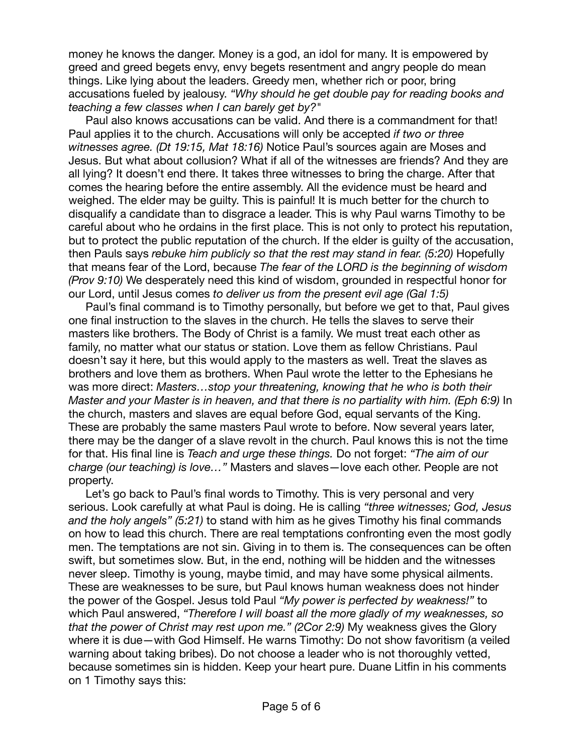money he knows the danger. Money is a god, an idol for many. It is empowered by greed and greed begets envy, envy begets resentment and angry people do mean things. Like lying about the leaders. Greedy men, whether rich or poor, bring accusations fueled by jealousy. *"Why should he get double pay for reading books and teaching a few classes when I can barely get by?"*

Paul also knows accusations can be valid. And there is a commandment for that! Paul applies it to the church. Accusations will only be accepted *if two or three witnesses agree. (Dt 19:15, Mat 18:16)* Notice Paul's sources again are Moses and Jesus. But what about collusion? What if all of the witnesses are friends? And they are all lying? It doesn't end there. It takes three witnesses to bring the charge. After that comes the hearing before the entire assembly. All the evidence must be heard and weighed. The elder may be guilty. This is painful! It is much better for the church to disqualify a candidate than to disgrace a leader. This is why Paul warns Timothy to be careful about who he ordains in the first place. This is not only to protect his reputation, but to protect the public reputation of the church. If the elder is guilty of the accusation, then Pauls says *rebuke him publicly so that the rest may stand in fear. (5:20)* Hopefully that means fear of the Lord, because *The fear of the LORD is the beginning of wisdom (Prov 9:10)* We desperately need this kind of wisdom, grounded in respectful honor for our Lord, until Jesus comes *to deliver us from the present evil age (Gal 1:5)*

Paul's final command is to Timothy personally, but before we get to that, Paul gives one final instruction to the slaves in the church. He tells the slaves to serve their masters like brothers. The Body of Christ is a family. We must treat each other as family, no matter what our status or station. Love them as fellow Christians. Paul doesn't say it here, but this would apply to the masters as well. Treat the slaves as brothers and love them as brothers. When Paul wrote the letter to the Ephesians he was more direct: *Masters…stop your threatening, knowing that he who is both their Master and your Master is in heaven, and that there is no partiality with him. (Eph 6:9)* In the church, masters and slaves are equal before God, equal servants of the King. These are probably the same masters Paul wrote to before. Now several years later, there may be the danger of a slave revolt in the church. Paul knows this is not the time for that. His final line is *Teach and urge these things.* Do not forget: *"The aim of our charge (our teaching) is love…"* Masters and slaves—love each other. People are not property.

Let's go back to Paul's final words to Timothy. This is very personal and very serious. Look carefully at what Paul is doing. He is calling *"three witnesses; God, Jesus and the holy angels" (5:21)* to stand with him as he gives Timothy his final commands on how to lead this church. There are real temptations confronting even the most godly men. The temptations are not sin. Giving in to them is. The consequences can be often swift, but sometimes slow. But, in the end, nothing will be hidden and the witnesses never sleep. Timothy is young, maybe timid, and may have some physical ailments. These are weaknesses to be sure, but Paul knows human weakness does not hinder the power of the Gospel. Jesus told Paul *"My power is perfected by weakness!"* to which Paul answered, *"Therefore I will boast all the more gladly of my weaknesses, so that the power of Christ may rest upon me." (2Cor 2:9)* My weakness gives the Glory where it is due—with God Himself. He warns Timothy: Do not show favoritism (a veiled warning about taking bribes). Do not choose a leader who is not thoroughly vetted, because sometimes sin is hidden. Keep your heart pure. Duane Litfin in his comments on 1 Timothy says this: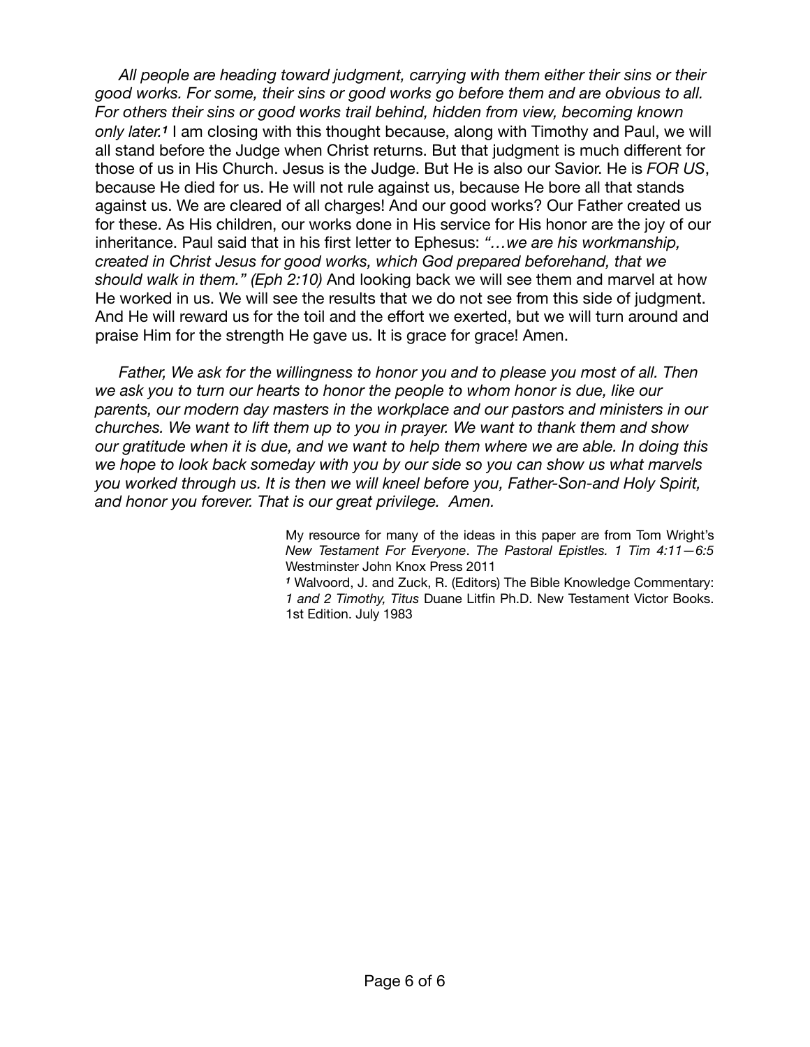*All people are heading toward judgment, carrying with them either their sins or their good works. For some, their sins or good works go before them and are obvious to all. For others their sins or good works trail behind, hidden from view, becoming known only later.*[1] I am closing with this thought because, along with Timothy and Paul, we will all stand before the Judge when Christ returns. But that judgment is much different for those of us in His Church. Jesus is the Judge. But He is also our Savior. He is *FOR US*, because He died for us. He will not rule against us, because He bore all that stands against us. We are cleared of all charges! And our good works? Our Father created us for these. As His children, our works done in His service for His honor are the joy of our inheritance. Paul said that in his first letter to Ephesus: *"…we are his workmanship, created in Christ Jesus for good works, which God prepared beforehand, that we should walk in them." (Eph 2:10)* And looking back we will see them and marvel at how He worked in us. We will see the results that we do not see from this side of judgment. And He will reward us for the toil and the effort we exerted, but we will turn around and praise Him for the strength He gave us. It is grace for grace! Amen.

*Father, We ask for the willingness to honor you and to please you most of all. Then we ask you to turn our hearts to honor the people to whom honor is due, like our parents, our modern day masters in the workplace and our pastors and ministers in our churches. We want to lift them up to you in prayer. We want to thank them and show our gratitude when it is due, and we want to help them where we are able. In doing this we hope to look back someday with you by our side so you can show us what marvels you worked through us. It is then we will kneel before you, Father-Son-and Holy Spirit, and honor you forever. That is our great privilege. Amen.*

My resource for many of the ideas in this paper are from Tom Wright's *New Testament For Everyone*. *The Pastoral Epistles. 1 Tim 4:11—6:5* Westminster John Knox Press 2011

[1] Walvoord, J. and Zuck, R. (Editors) The Bible Knowledge Commentary: *1 and 2 Timothy, Titus* Duane Litfin Ph.D. New Testament Victor Books. 1st Edition. July 1983